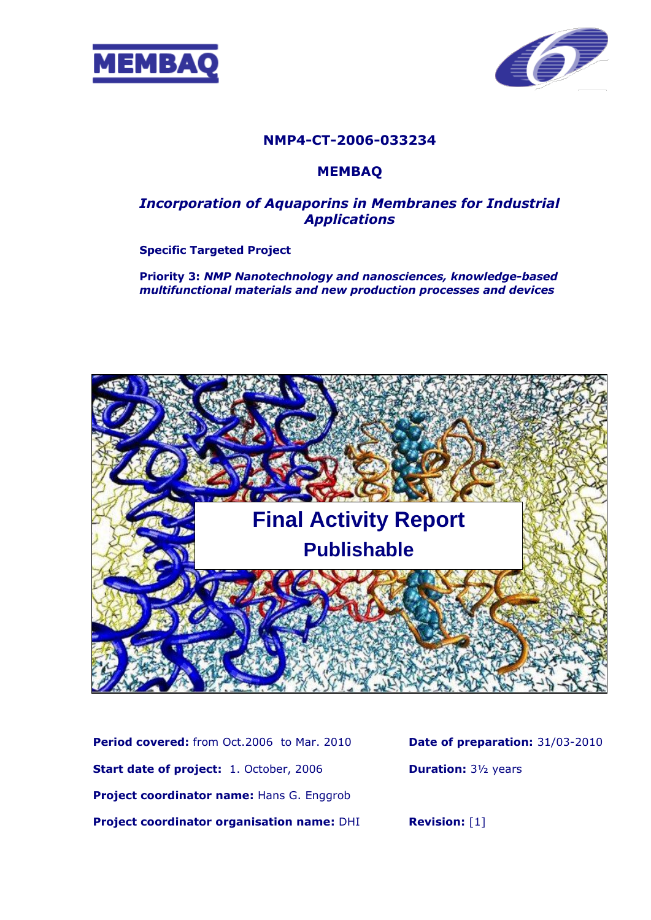MEMBAQ

**NMP4-CT-2006-033234**

**MEMBAQ**

## *Incorporation of Aquaporins in Membranes for Industrial Applications*

**Specific Targeted Project**

**Priority 3:** ***NMP Nanotechnology and nanosciences, knowledge-based multifunctional materials and new production processes and devices***

# Final Activity Report

## Publishable

**Period covered:** from Oct.2006 to Mar. 2010

**Date of preparation:** 31/03-2010

**Start date of project:** 1. October, 2006

**Duration:** 3½ years

**Project coordinator name:** Hans G. Enggrob

**Project coordinator organisation name:** DHI

**Revision:** [1]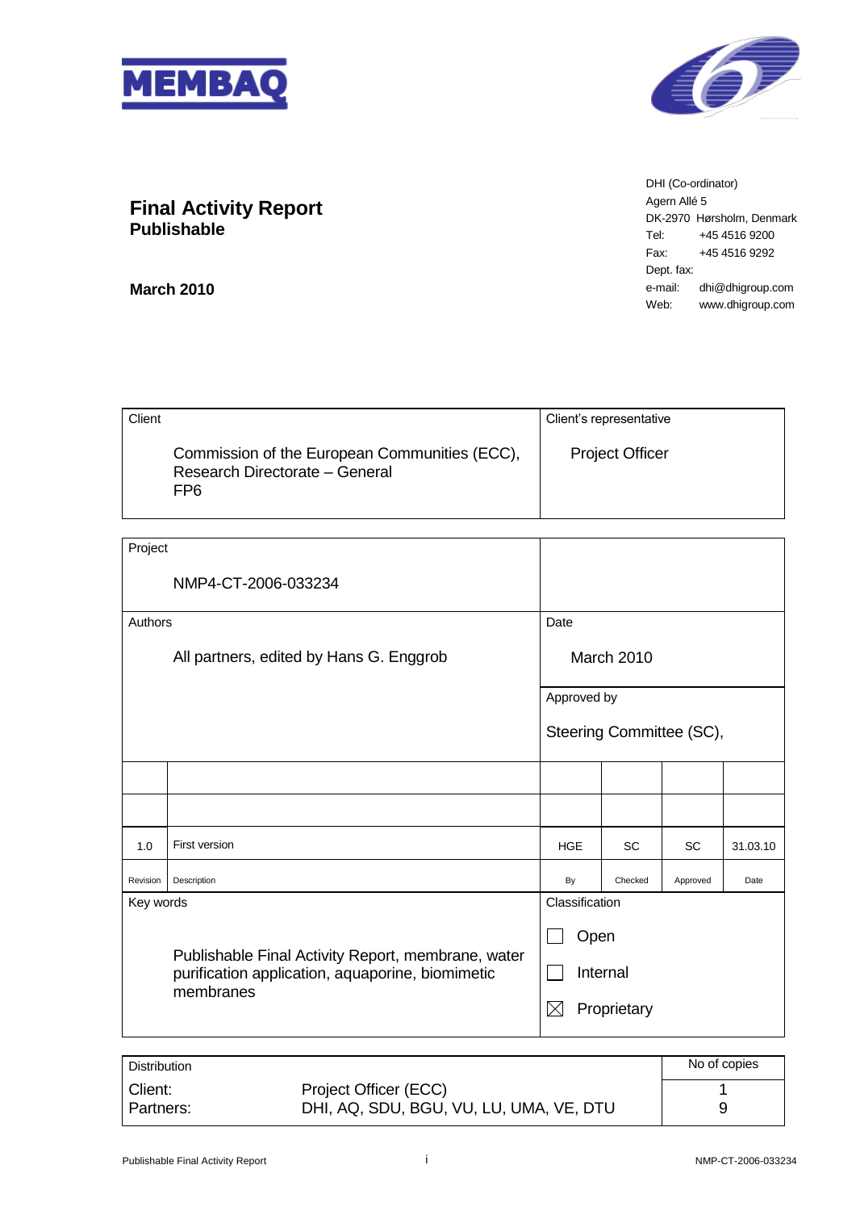MEMBAQ

# Final Activity Report
**Publishable**

**March 2010**

DHI (Co-ordinator)
Agern Allé 5
DK-2970 Hørsholm, Denmark
Tel: +45 4516 9200
Fax: +45 4516 9292
Dept. fax:
e-mail: dhi@dhigroup.com
Web: www.dhigroup.com

| Client | Client's representative |
|---|---|
| Commission of the European Communities (ECC), Research Directorate – General FP6 | Project Officer |

| Project | |
|---|---|
| NMP4-CT-2006-033234 | |
| **Authors** | **Date** |
| All partners, edited by Hans G. Enggrob | March 2010 |
| | **Approved by** |
| | Steering Committee (SC), |

| Revision | Description | By | Checked | Approved | Date |
|---|---|---|---|---|---|
| | | | | | |
| | | | | | |
| 1.0 | First version | HGE | SC | SC | 31.03.10 |

| Key words | Classification |
|---|---|
| Publishable Final Activity Report, membrane, water purification application, aquaporine, biomimetic membranes | ☐ Open<br>☐ Internal<br>☒ Proprietary |

| Distribution | | No of copies |
|---|---|---|
| Client: | Project Officer (ECC) | 1 |
| Partners: | DHI, AQ, SDU, BGU, VU, LU, UMA, VE, DTU | 9 |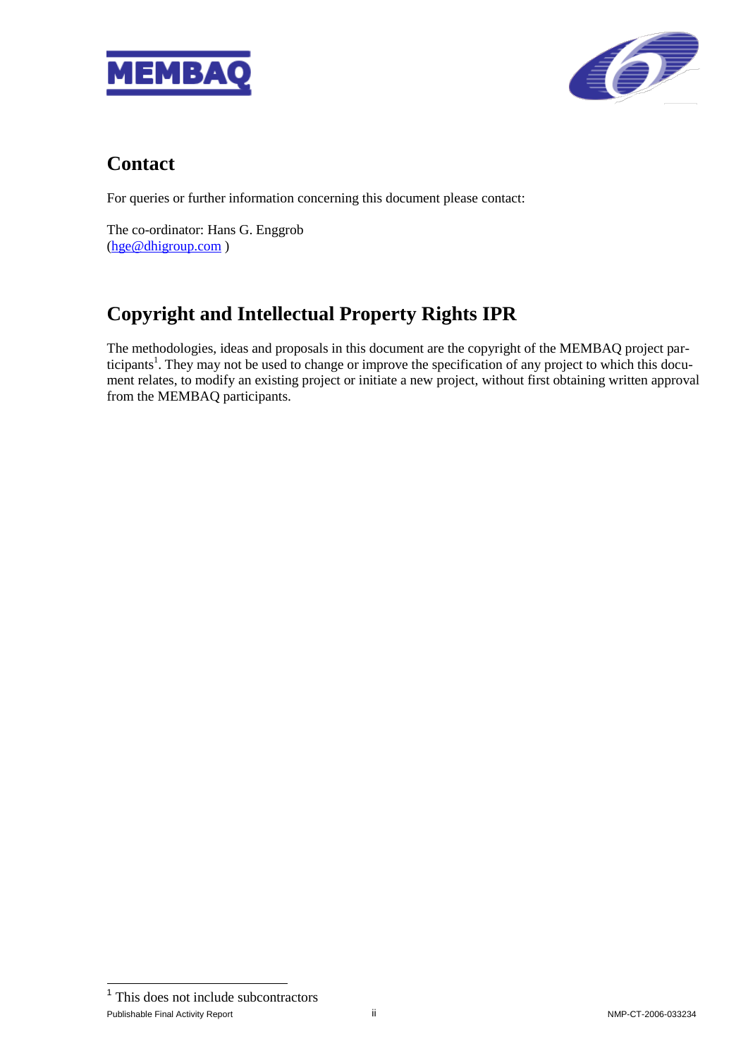## Contact

For queries or further information concerning this document please contact:

The co-ordinator: Hans G. Enggrob
(hge@dhigroup.com )

## Copyright and Intellectual Property Rights IPR

The methodologies, ideas and proposals in this document are the copyright of the MEMBAQ project participants[1]. They may not be used to change or improve the specification of any project to which this document relates, to modify an existing project or initiate a new project, without first obtaining written approval from the MEMBAQ participants.

[1] This does not include subcontractors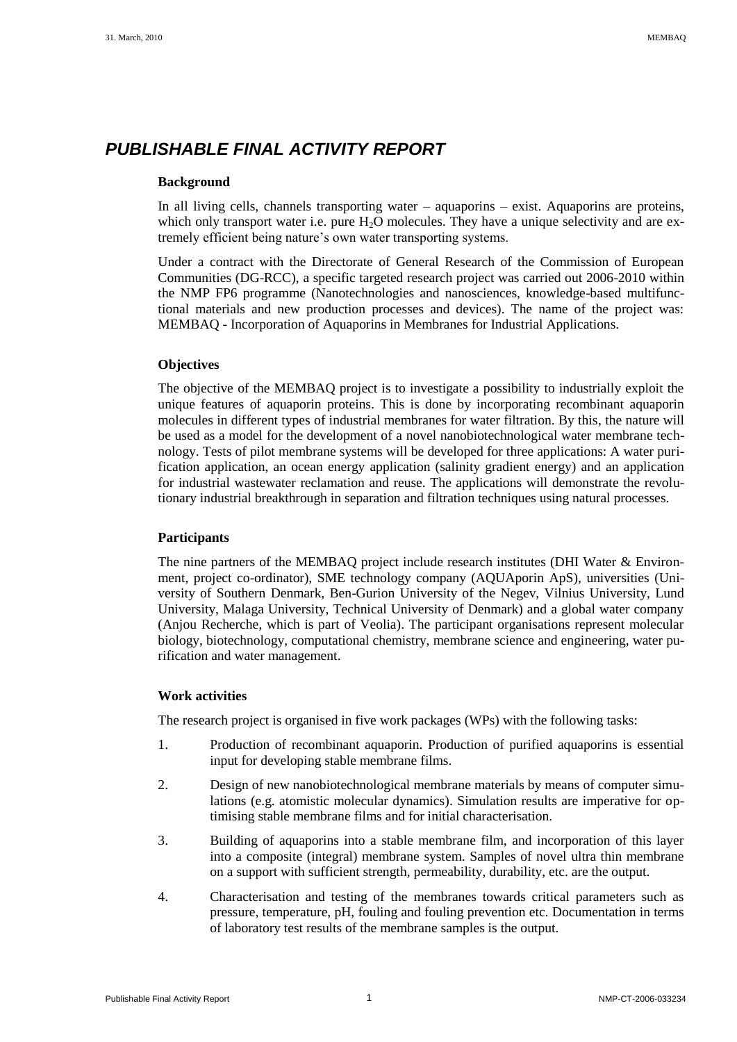# PUBLISHABLE FINAL ACTIVITY REPORT

### Background

In all living cells, channels transporting water – aquaporins – exist. Aquaporins are proteins, which only transport water i.e. pure $H_2O$ molecules. They have a unique selectivity and are extremely efficient being nature's own water transporting systems.

Under a contract with the Directorate of General Research of the Commission of European Communities (DG-RCC), a specific targeted research project was carried out 2006-2010 within the NMP FP6 programme (Nanotechnologies and nanosciences, knowledge-based multifunctional materials and new production processes and devices). The name of the project was: MEMBAQ - Incorporation of Aquaporins in Membranes for Industrial Applications.

### Objectives

The objective of the MEMBAQ project is to investigate a possibility to industrially exploit the unique features of aquaporin proteins. This is done by incorporating recombinant aquaporin molecules in different types of industrial membranes for water filtration. By this, the nature will be used as a model for the development of a novel nanobiotechnological water membrane technology. Tests of pilot membrane systems will be developed for three applications: A water purification application, an ocean energy application (salinity gradient energy) and an application for industrial wastewater reclamation and reuse. The applications will demonstrate the revolutionary industrial breakthrough in separation and filtration techniques using natural processes.

### Participants

The nine partners of the MEMBAQ project include research institutes (DHI Water & Environment, project co-ordinator), SME technology company (AQUAporin ApS), universities (University of Southern Denmark, Ben-Gurion University of the Negev, Vilnius University, Lund University, Malaga University, Technical University of Denmark) and a global water company (Anjou Recherche, which is part of Veolia). The participant organisations represent molecular biology, biotechnology, computational chemistry, membrane science and engineering, water purification and water management.

### Work activities

The research project is organised in five work packages (WPs) with the following tasks:

1. Production of recombinant aquaporin. Production of purified aquaporins is essential input for developing stable membrane films.
2. Design of new nanobiotechnological membrane materials by means of computer simulations (e.g. atomistic molecular dynamics). Simulation results are imperative for optimising stable membrane films and for initial characterisation.
3. Building of aquaporins into a stable membrane film, and incorporation of this layer into a composite (integral) membrane system. Samples of novel ultra thin membrane on a support with sufficient strength, permeability, durability, etc. are the output.
4. Characterisation and testing of the membranes towards critical parameters such as pressure, temperature, pH, fouling and fouling prevention etc. Documentation in terms of laboratory test results of the membrane samples is the output.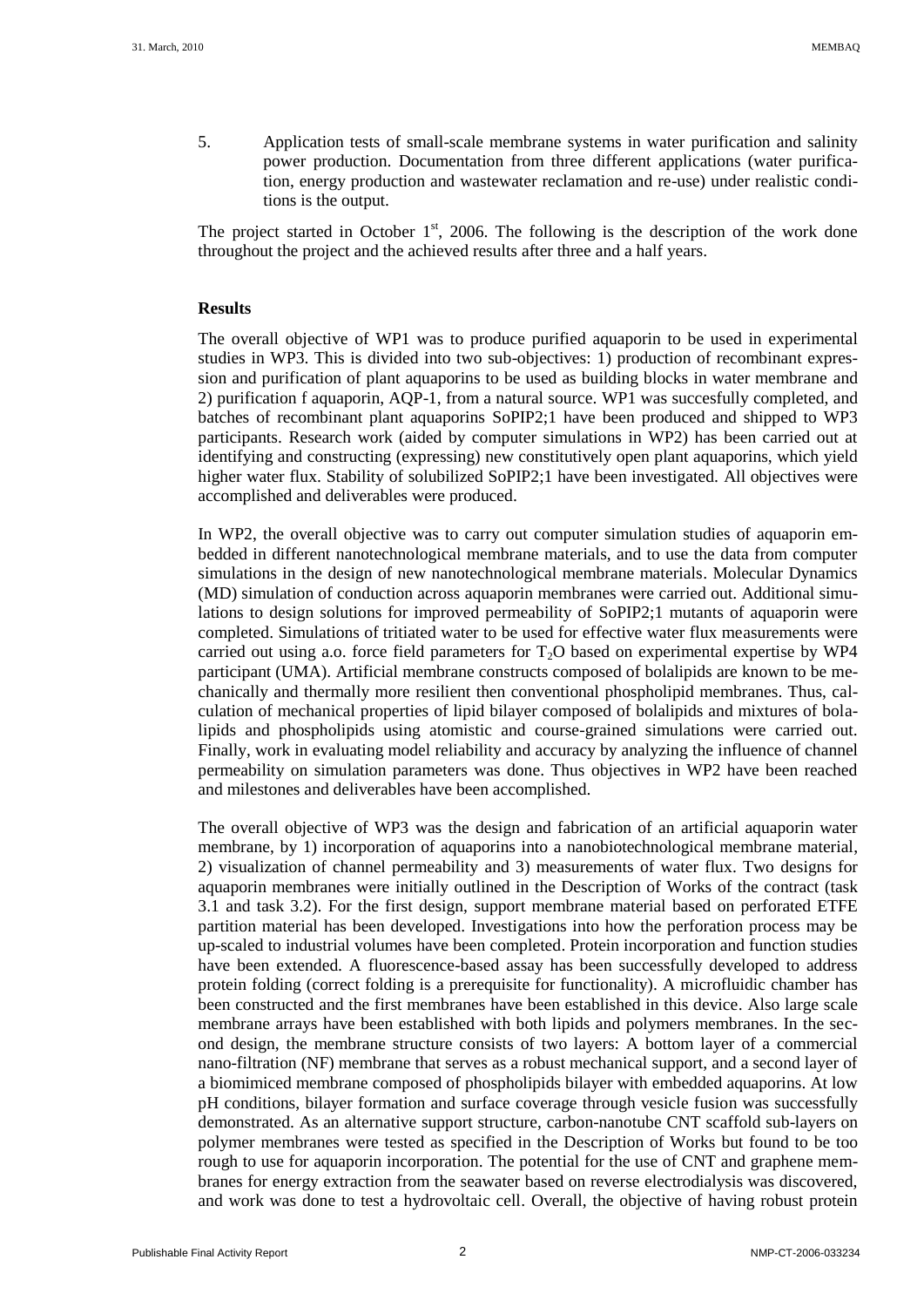5. Application tests of small-scale membrane systems in water purification and salinity power production. Documentation from three different applications (water purification, energy production and wastewater reclamation and re-use) under realistic conditions is the output.

The project started in October 1[st], 2006. The following is the description of the work done throughout the project and the achieved results after three and a half years.

**Results**

The overall objective of WP1 was to produce purified aquaporin to be used in experimental studies in WP3. This is divided into two sub-objectives: 1) production of recombinant expression and purification of plant aquaporins to be used as building blocks in water membrane and 2) purification f aquaporin, AQP-1, from a natural source. WP1 was succesfully completed, and batches of recombinant plant aquaporins SoPIP2;1 have been produced and shipped to WP3 participants. Research work (aided by computer simulations in WP2) has been carried out at identifying and constructing (expressing) new constitutively open plant aquaporins, which yield higher water flux. Stability of solubilized SoPIP2;1 have been investigated. All objectives were accomplished and deliverables were produced.

In WP2, the overall objective was to carry out computer simulation studies of aquaporin embedded in different nanotechnological membrane materials, and to use the data from computer simulations in the design of new nanotechnological membrane materials. Molecular Dynamics (MD) simulation of conduction across aquaporin membranes were carried out. Additional simulations to design solutions for improved permeability of SoPIP2;1 mutants of aquaporin were completed. Simulations of tritiated water to be used for effective water flux measurements were carried out using a.o. force field parameters for $T_2O$ based on experimental expertise by WP4 participant (UMA). Artificial membrane constructs composed of bolalipids are known to be mechanically and thermally more resilient then conventional phospholipid membranes. Thus, calculation of mechanical properties of lipid bilayer composed of bolalipids and mixtures of bolalipids and phospholipids using atomistic and course-grained simulations were carried out. Finally, work in evaluating model reliability and accuracy by analyzing the influence of channel permeability on simulation parameters was done. Thus objectives in WP2 have been reached and milestones and deliverables have been accomplished.

The overall objective of WP3 was the design and fabrication of an artificial aquaporin water membrane, by 1) incorporation of aquaporins into a nanobiotechnological membrane material, 2) visualization of channel permeability and 3) measurements of water flux. Two designs for aquaporin membranes were initially outlined in the Description of Works of the contract (task 3.1 and task 3.2). For the first design, support membrane material based on perforated ETFE partition material has been developed. Investigations into how the perforation process may be up-scaled to industrial volumes have been completed. Protein incorporation and function studies have been extended. A fluorescence-based assay has been successfully developed to address protein folding (correct folding is a prerequisite for functionality). A microfluidic chamber has been constructed and the first membranes have been established in this device. Also large scale membrane arrays have been established with both lipids and polymers membranes. In the second design, the membrane structure consists of two layers: A bottom layer of a commercial nano-filtration (NF) membrane that serves as a robust mechanical support, and a second layer of a biomimiced membrane composed of phospholipids bilayer with embedded aquaporins. At low pH conditions, bilayer formation and surface coverage through vesicle fusion was successfully demonstrated. As an alternative support structure, carbon-nanotube CNT scaffold sub-layers on polymer membranes were tested as specified in the Description of Works but found to be too rough to use for aquaporin incorporation. The potential for the use of CNT and graphene membranes for energy extraction from the seawater based on reverse electrodialysis was discovered, and work was done to test a hydrovoltaic cell. Overall, the objective of having robust protein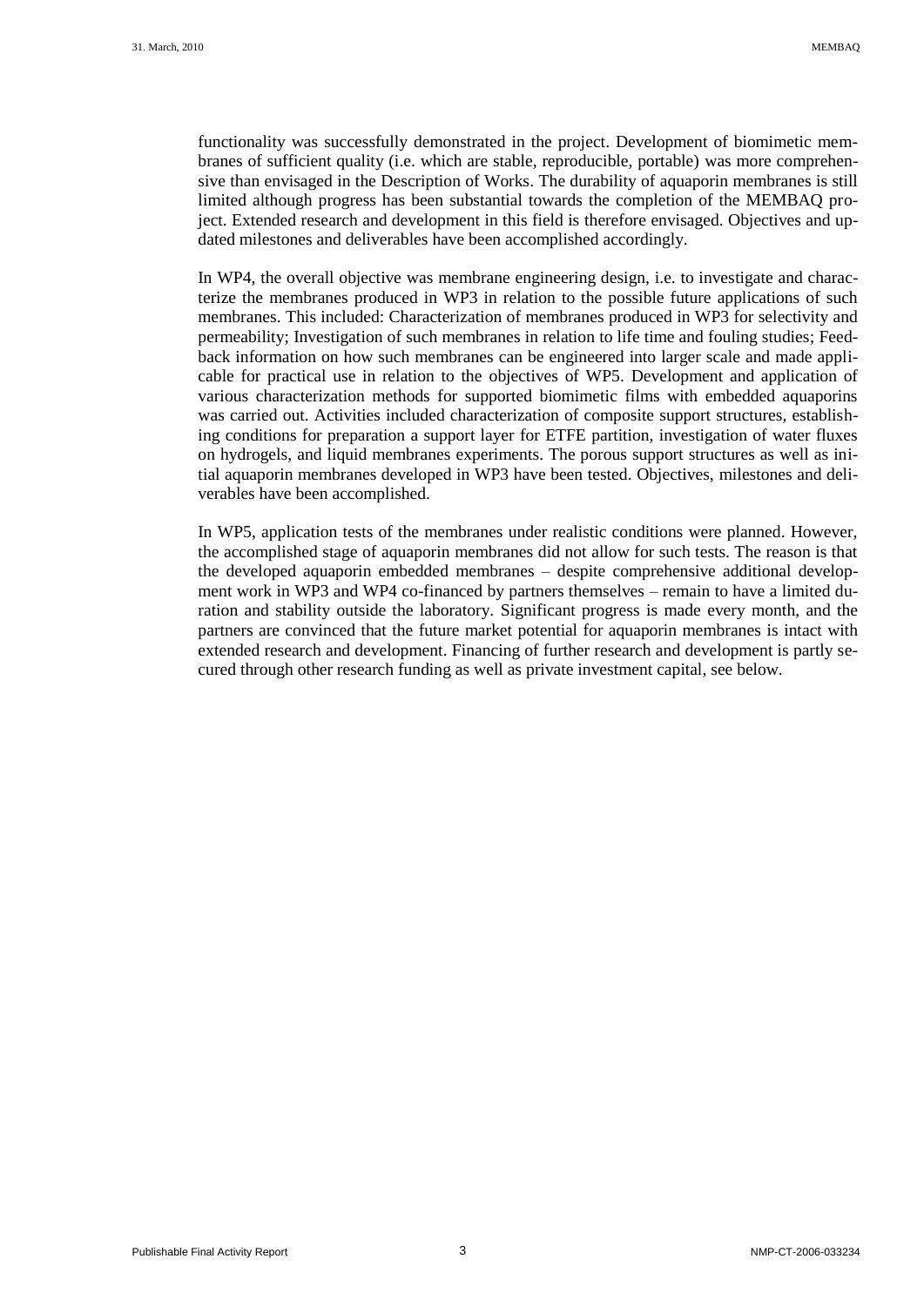functionality was successfully demonstrated in the project. Development of biomimetic membranes of sufficient quality (i.e. which are stable, reproducible, portable) was more comprehensive than envisaged in the Description of Works. The durability of aquaporin membranes is still limited although progress has been substantial towards the completion of the MEMBAQ project. Extended research and development in this field is therefore envisaged. Objectives and updated milestones and deliverables have been accomplished accordingly.

In WP4, the overall objective was membrane engineering design, i.e. to investigate and characterize the membranes produced in WP3 in relation to the possible future applications of such membranes. This included: Characterization of membranes produced in WP3 for selectivity and permeability; Investigation of such membranes in relation to life time and fouling studies; Feedback information on how such membranes can be engineered into larger scale and made applicable for practical use in relation to the objectives of WP5. Development and application of various characterization methods for supported biomimetic films with embedded aquaporins was carried out. Activities included characterization of composite support structures, establishing conditions for preparation a support layer for ETFE partition, investigation of water fluxes on hydrogels, and liquid membranes experiments. The porous support structures as well as initial aquaporin membranes developed in WP3 have been tested. Objectives, milestones and deliverables have been accomplished.

In WP5, application tests of the membranes under realistic conditions were planned. However, the accomplished stage of aquaporin membranes did not allow for such tests. The reason is that the developed aquaporin embedded membranes – despite comprehensive additional development work in WP3 and WP4 co-financed by partners themselves – remain to have a limited duration and stability outside the laboratory. Significant progress is made every month, and the partners are convinced that the future market potential for aquaporin membranes is intact with extended research and development. Financing of further research and development is partly secured through other research funding as well as private investment capital, see below.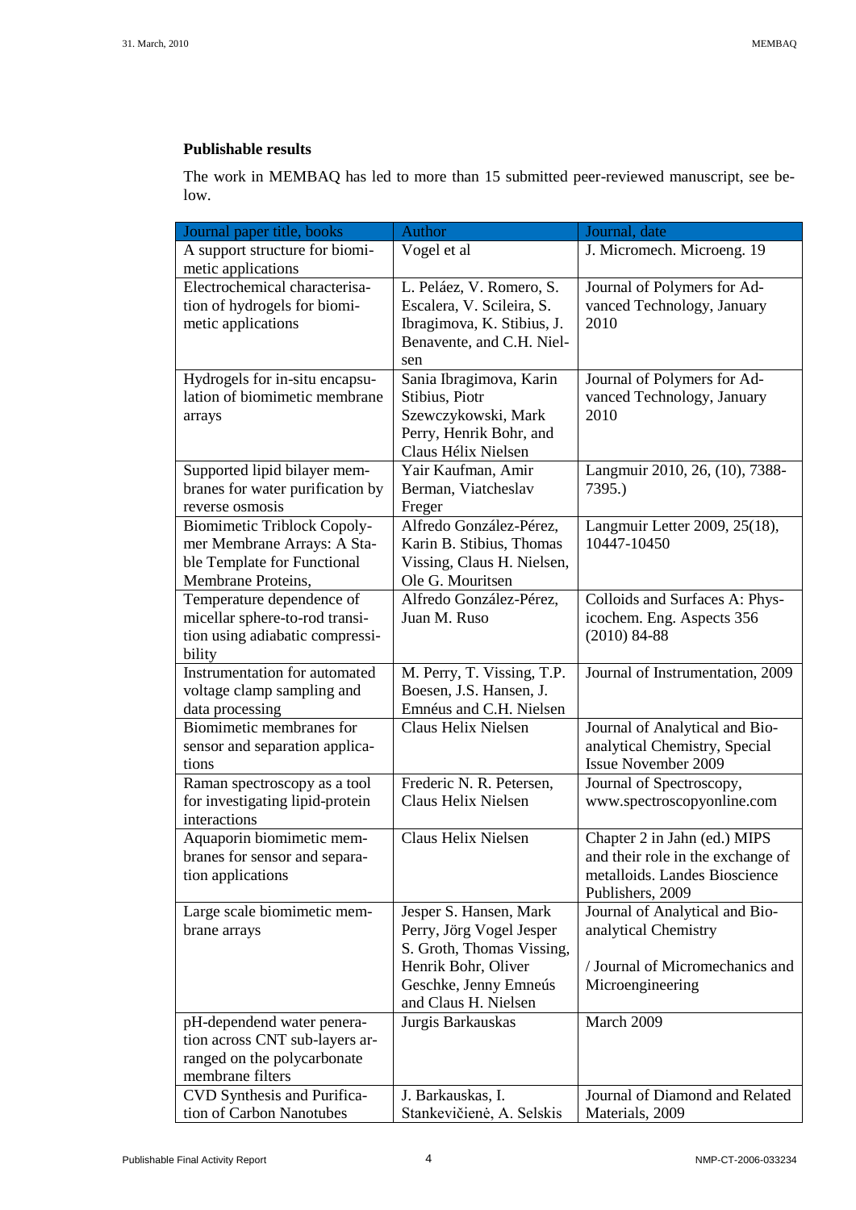**Publishable results**

The work in MEMBAQ has led to more than 15 submitted peer-reviewed manuscript, see below.

| Journal paper title, books | Author | Journal, date |
| --- | --- | --- |
| A support structure for biomimetic applications | Vogel et al | J. Micromech. Microeng. 19 |
| Electrochemical characterisation of hydrogels for biomimetic applications | L. Peláez, V. Romero, S. Escalera, V. Scileira, S. Ibragimova, K. Stibius, J. Benavente, and C.H. Nielsen | Journal of Polymers for Advanced Technology, January 2010 |
| Hydrogels for in-situ encapsulation of biomimetic membrane arrays | Sania Ibragimova, Karin Stibius, Piotr Szewczykowski, Mark Perry, Henrik Bohr, and Claus Hélix Nielsen | Journal of Polymers for Advanced Technology, January 2010 |
| Supported lipid bilayer membranes for water purification by reverse osmosis | Yair Kaufman, Amir Berman, Viatcheslav Freger | Langmuir 2010, 26, (10), 7388-7395.) |
| Biomimetic Triblock Copolymer Membrane Arrays: A Stable Template for Functional Membrane Proteins, | Alfredo González-Pérez, Karin B. Stibius, Thomas Vissing, Claus H. Nielsen, Ole G. Mouritsen | Langmuir Letter 2009, 25(18), 10447-10450 |
| Temperature dependence of micellar sphere-to-rod transition using adiabatic compressibility | Alfredo González-Pérez, Juan M. Ruso | Colloids and Surfaces A: Physicochem. Eng. Aspects 356 (2010) 84-88 |
| Instrumentation for automated voltage clamp sampling and data processing | M. Perry, T. Vissing, T.P. Boesen, J.S. Hansen, J. Emnéus and C.H. Nielsen | Journal of Instrumentation, 2009 |
| Biomimetic membranes for sensor and separation applications | Claus Helix Nielsen | Journal of Analytical and Bioanalytical Chemistry, Special Issue November 2009 |
| Raman spectroscopy as a tool for investigating lipid-protein interactions | Frederic N. R. Petersen, Claus Helix Nielsen | Journal of Spectroscopy, www.spectroscopyonline.com |
| Aquaporin biomimetic membranes for sensor and separation applications | Claus Helix Nielsen | Chapter 2 in Jahn (ed.) MIPS and their role in the exchange of metalloids. Landes Bioscience Publishers, 2009 |
| Large scale biomimetic membrane arrays | Jesper S. Hansen, Mark Perry, Jörg Vogel Jesper S. Groth, Thomas Vissing, Henrik Bohr, Oliver Geschke, Jenny Emneús and Claus H. Nielsen | Journal of Analytical and Bioanalytical Chemistry / Journal of Micromechanics and Microengineering |
| pH-dependend water generation across CNT sub-layers arranged on the polycarbonate membrane filters | Jurgis Barkauskas | March 2009 |
| CVD Synthesis and Purification of Carbon Nanotubes | J. Barkauskas, I. Stankevičienė, A. Selskis | Journal of Diamond and Related Materials, 2009 |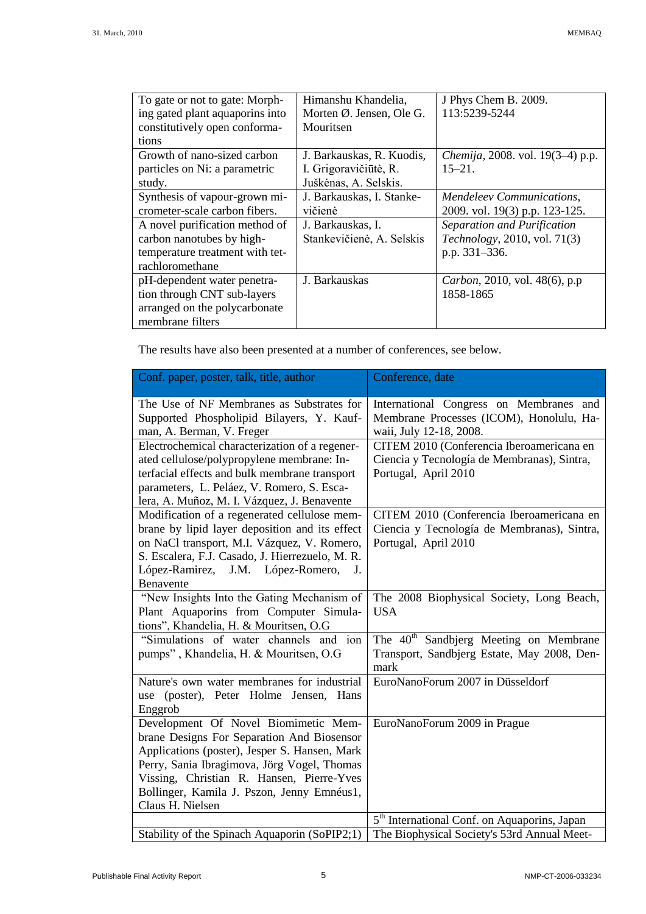| To gate or not to gate: Morphing gated plant aquaporins into constitutively open conformations | Himanshu Khandelia, Morten Ø. Jensen, Ole G. Mouritsen | J Phys Chem B. 2009. 113:5239-5244 |
|---|---|---|
| Growth of nano-sized carbon particles on Ni: a parametric study. | J. Barkauskas, R. Kuodis, I. Grigoravičiūtė, R. Juškėnas, A. Selskis. | *Chemija*, 2008. vol. 19(3–4) p.p. 15–21. |
| Synthesis of vapour-grown micrometer-scale carbon fibers. | J. Barkauskas, I. Stankevičienė | *Mendeleev Communications*, 2009. vol. 19(3) p.p. 123-125. |
| A novel purification method of carbon nanotubes by high-temperature treatment with tetrachloromethane | J. Barkauskas, I. Stankevičienė, A. Selskis | *Separation and Purification Technology*, 2010, vol. 71(3) p.p. 331–336. |
| pH-dependent water penetration through CNT sub-layers arranged on the polycarbonate membrane filters | J. Barkauskas | *Carbon*, 2010, vol. 48(6), p.p 1858-1865 |

The results have also been presented at a number of conferences, see below.

| Conf. paper, poster, talk, title, author | Conference, date |
|---|---|
| The Use of NF Membranes as Substrates for Supported Phospholipid Bilayers, Y. Kaufman, A. Berman, V. Freger | International Congress on Membranes and Membrane Processes (ICOM), Honolulu, Hawaii, July 12-18, 2008. |
| Electrochemical characterization of a regenerated cellulose/polypropylene membrane: Interfacial effects and bulk membrane transport parameters, L. Peláez, V. Romero, S. Escalera, A. Muñoz, M. I. Vázquez, J. Benavente | CITEM 2010 (Conferencia Iberoamericana en Ciencia y Tecnología de Membranas), Sintra, Portugal, April 2010 |
| Modification of a regenerated cellulose membrane by lipid layer deposition and its effect on NaCl transport, M.I. Vázquez, V. Romero, S. Escalera, F.J. Casado, J. Hierrezuelo, M. R. López-Ramirez, J.M. López-Romero, J. Benavente | CITEM 2010 (Conferencia Iberoamericana en Ciencia y Tecnología de Membranas), Sintra, Portugal, April 2010 |
| "New Insights Into the Gating Mechanism of Plant Aquaporins from Computer Simulations", Khandelia, H. & Mouritsen, O.G | The 2008 Biophysical Society, Long Beach, USA |
| "Simulations of water channels and ion pumps" , Khandelia, H. & Mouritsen, O.G | The 40th Sandbjerg Meeting on Membrane Transport, Sandbjerg Estate, May 2008, Denmark |
| Nature's own water membranes for industrial use (poster), Peter Holme Jensen, Hans Enggrob | EuroNanoForum 2007 in Düsseldorf |
| Development Of Novel Biomimetic Membrane Designs For Separation And Biosensor Applications (poster), Jesper S. Hansen, Mark Perry, Sania Ibragimova, Jörg Vogel, Thomas Vissing, Christian R. Hansen, Pierre-Yves Bollinger, Kamila J. Pszon, Jenny Emnéus1, Claus H. Nielsen | EuroNanoForum 2009 in Prague |
| | 5th International Conf. on Aquaporins, Japan |
| Stability of the Spinach Aquaporin (SoPIP2;1) | The Biophysical Society's 53rd Annual Meet- |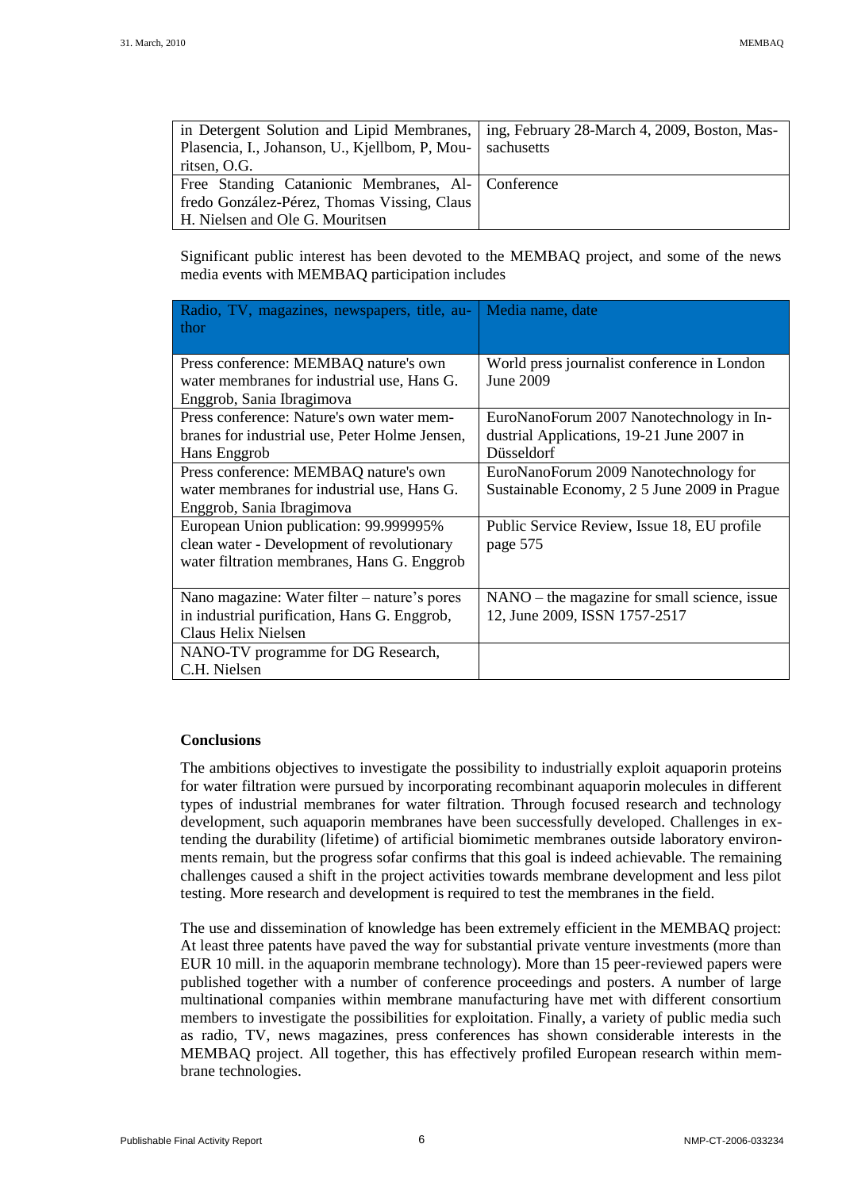| | |
|---|---|
| in Detergent Solution and Lipid Membranes, Plasencia, I., Johanson, U., Kjellbom, P, Mouritsen, O.G. | ing, February 28-March 4, 2009, Boston, Massachusetts |
| Free Standing Catanionic Membranes, Alfredo González-Pérez, Thomas Vissing, Claus H. Nielsen and Ole G. Mouritsen | Conference |

Significant public interest has been devoted to the MEMBAQ project, and some of the news media events with MEMBAQ participation includes

| Radio, TV, magazines, newspapers, title, author | Media name, date |
|---|---|
| Press conference: MEMBAQ nature's own water membranes for industrial use, Hans G. Enggrob, Sania Ibragimova | World press journalist conference in London June 2009 |
| Press conference: Nature's own water membranes for industrial use, Peter Holme Jensen, Hans Enggrob | EuroNanoForum 2007 Nanotechnology in Industrial Applications, 19-21 June 2007 in Düsseldorf |
| Press conference: MEMBAQ nature's own water membranes for industrial use, Hans G. Enggrob, Sania Ibragimova | EuroNanoForum 2009 Nanotechnology for Sustainable Economy, 2 5 June 2009 in Prague |
| European Union publication: 99.999995% clean water - Development of revolutionary water filtration membranes, Hans G. Enggrob | Public Service Review, Issue 18, EU profile page 575 |
| Nano magazine: Water filter – nature's pores in industrial purification, Hans G. Enggrob, Claus Helix Nielsen | NANO – the magazine for small science, issue 12, June 2009, ISSN 1757-2517 |
| NANO-TV programme for DG Research, C.H. Nielsen | |

**Conclusions**

The ambitions objectives to investigate the possibility to industrially exploit aquaporin proteins for water filtration were pursued by incorporating recombinant aquaporin molecules in different types of industrial membranes for water filtration. Through focused research and technology development, such aquaporin membranes have been successfully developed. Challenges in extending the durability (lifetime) of artificial biomimetic membranes outside laboratory environments remain, but the progress sofar confirms that this goal is indeed achievable. The remaining challenges caused a shift in the project activities towards membrane development and less pilot testing. More research and development is required to test the membranes in the field.

The use and dissemination of knowledge has been extremely efficient in the MEMBAQ project: At least three patents have paved the way for substantial private venture investments (more than EUR 10 mill. in the aquaporin membrane technology). More than 15 peer-reviewed papers were published together with a number of conference proceedings and posters. A number of large multinational companies within membrane manufacturing have met with different consortium members to investigate the possibilities for exploitation. Finally, a variety of public media such as radio, TV, news magazines, press conferences has shown considerable interests in the MEMBAQ project. All together, this has effectively profiled European research within membrane technologies.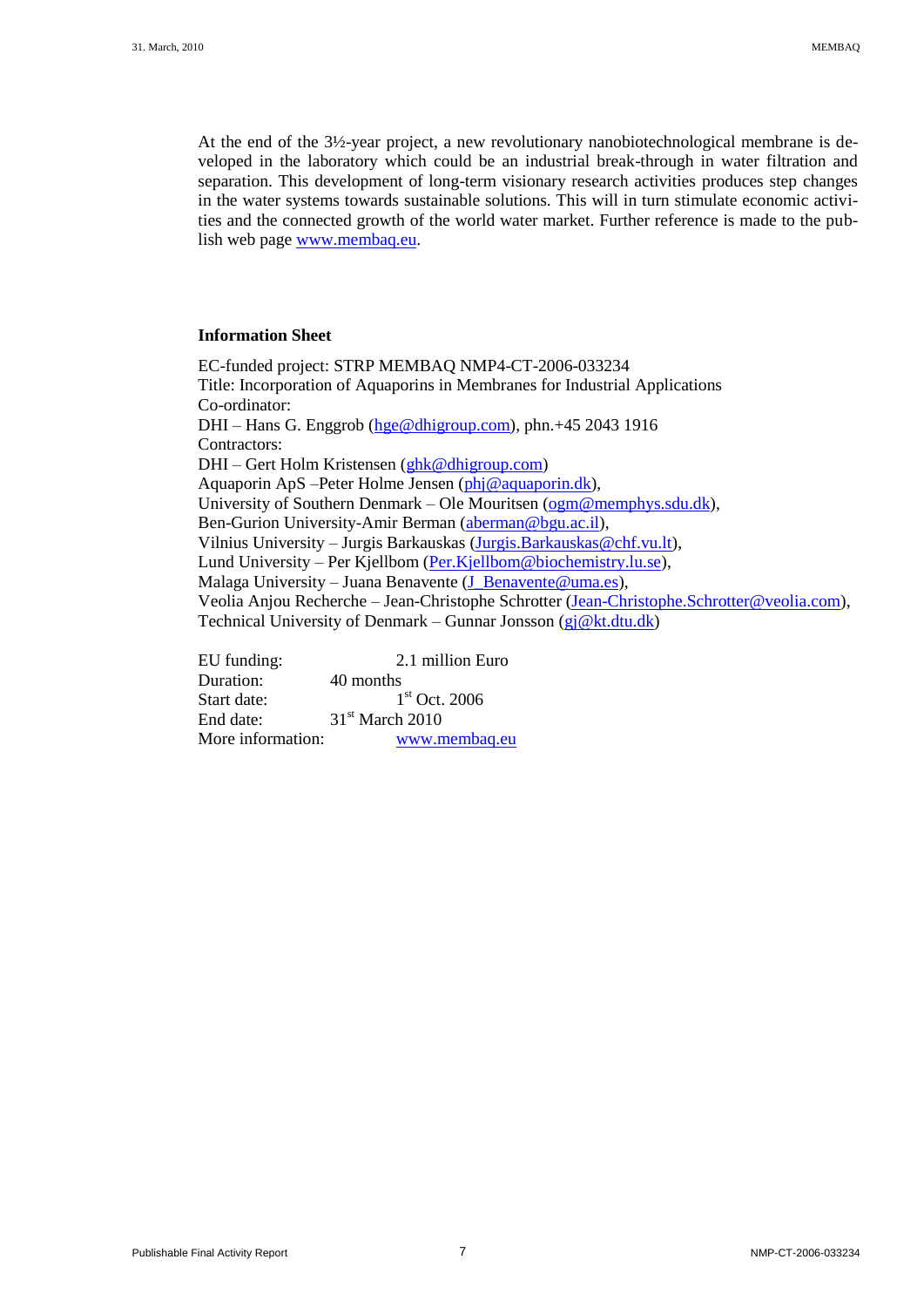At the end of the 3½-year project, a new revolutionary nanobiotechnological membrane is developed in the laboratory which could be an industrial break-through in water filtration and separation. This development of long-term visionary research activities produces step changes in the water systems towards sustainable solutions. This will in turn stimulate economic activities and the connected growth of the world water market. Further reference is made to the publish web page www.membaq.eu.

**Information Sheet**

EC-funded project: STRP MEMBAQ NMP4-CT-2006-033234
Title: Incorporation of Aquaporins in Membranes for Industrial Applications
Co-ordinator:
DHI – Hans G. Enggrob (hge@dhigroup.com), phn.+45 2043 1916
Contractors:
DHI – Gert Holm Kristensen (ghk@dhigroup.com)
Aquaporin ApS –Peter Holme Jensen (phj@aquaporin.dk),
University of Southern Denmark – Ole Mouritsen (ogm@memphys.sdu.dk),
Ben-Gurion University-Amir Berman (aberman@bgu.ac.il),
Vilnius University – Jurgis Barkauskas (Jurgis.Barkauskas@chf.vu.lt),
Lund University – Per Kjellbom (Per.Kjellbom@biochemistry.lu.se),
Malaga University – Juana Benavente (J_Benavente@uma.es),
Veolia Anjou Recherche – Jean-Christophe Schrotter (Jean-Christophe.Schrotter@veolia.com),
Technical University of Denmark – Gunnar Jonsson (gj@kt.dtu.dk)

| | |
|---|---|
| EU funding: | 2.1 million Euro |
| Duration: | 40 months |
| Start date: | 1st Oct. 2006 |
| End date: | 31st March 2010 |
| More information: | www.membaq.eu |